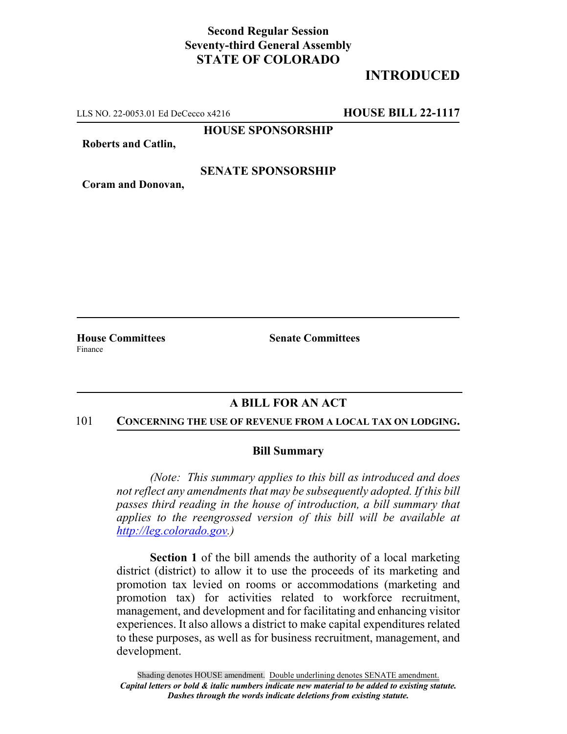**Second Regular Session**
**Seventy-third General Assembly**
**STATE OF COLORADO**

**INTRODUCED**

LLS NO. 22-0053.01 Ed DeCecco x4216 **HOUSE BILL 22-1117**

**HOUSE SPONSORSHIP**

**Roberts and Catlin,**

**SENATE SPONSORSHIP**

**Coram and Donovan,**

**House Committees**
Finance

**Senate Committees**

## A BILL FOR AN ACT

101 **CONCERNING THE USE OF REVENUE FROM A LOCAL TAX ON LODGING.**

### Bill Summary

*(Note: This summary applies to this bill as introduced and does not reflect any amendments that may be subsequently adopted. If this bill passes third reading in the house of introduction, a bill summary that applies to the reengrossed version of this bill will be available at http://leg.colorado.gov.)*

**Section 1** of the bill amends the authority of a local marketing district (district) to allow it to use the proceeds of its marketing and promotion tax levied on rooms or accommodations (marketing and promotion tax) for activities related to workforce recruitment, management, and development and for facilitating and enhancing visitor experiences. It also allows a district to make capital expenditures related to these purposes, as well as for business recruitment, management, and development.

Shading denotes HOUSE amendment. Double underlining denotes SENATE amendment.
*Capital letters or bold & italic numbers indicate new material to be added to existing statute.*
*Dashes through the words indicate deletions from existing statute.*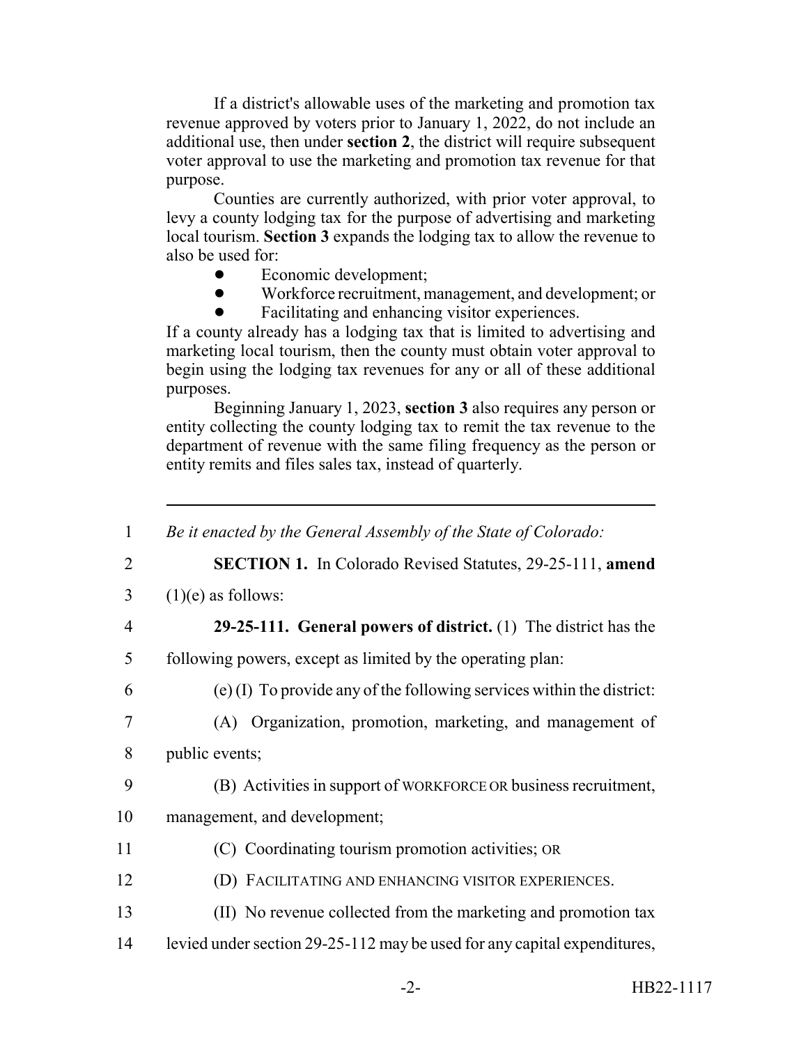If a district's allowable uses of the marketing and promotion tax revenue approved by voters prior to January 1, 2022, do not include an additional use, then under **section 2**, the district will require subsequent voter approval to use the marketing and promotion tax revenue for that purpose.

Counties are currently authorized, with prior voter approval, to levy a county lodging tax for the purpose of advertising and marketing local tourism. **Section 3** expands the lodging tax to allow the revenue to also be used for:

- Economic development;
- Workforce recruitment, management, and development; or
- Facilitating and enhancing visitor experiences.

If a county already has a lodging tax that is limited to advertising and marketing local tourism, then the county must obtain voter approval to begin using the lodging tax revenues for any or all of these additional purposes.

Beginning January 1, 2023, **section 3** also requires any person or entity collecting the county lodging tax to remit the tax revenue to the department of revenue with the same filing frequency as the person or entity remits and files sales tax, instead of quarterly.

---

1 *Be it enacted by the General Assembly of the State of Colorado:*

2 **SECTION 1.** In Colorado Revised Statutes, 29-25-111, **amend**
3 (1)(e) as follows:

4 **29-25-111. General powers of district.** (1) The district has the
5 following powers, except as limited by the operating plan:

6 (e) (I) To provide any of the following services within the district:

7 (A) Organization, promotion, marketing, and management of
8 public events;

9 (B) Activities in support of WORKFORCE OR business recruitment,
10 management, and development;

11 (C) Coordinating tourism promotion activities; OR

12 (D) FACILITATING AND ENHANCING VISITOR EXPERIENCES.

13 (II) No revenue collected from the marketing and promotion tax
14 levied under section 29-25-112 may be used for any capital expenditures,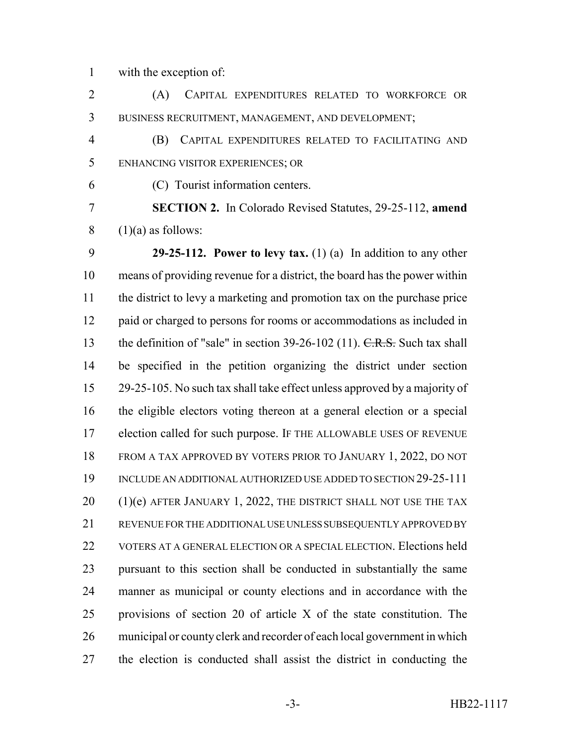with the exception of:

(A) CAPITAL EXPENDITURES RELATED TO WORKFORCE OR BUSINESS RECRUITMENT, MANAGEMENT, AND DEVELOPMENT;

(B) CAPITAL EXPENDITURES RELATED TO FACILITATING AND ENHANCING VISITOR EXPERIENCES; OR

(C) Tourist information centers.

**SECTION 2.** In Colorado Revised Statutes, 29-25-112, **amend** (1)(a) as follows:

**29-25-112. Power to levy tax.** (1) (a) In addition to any other means of providing revenue for a district, the board has the power within the district to levy a marketing and promotion tax on the purchase price paid or charged to persons for rooms or accommodations as included in the definition of "sale" in section 39-26-102 (11). ~~C.R.S.~~ Such tax shall be specified in the petition organizing the district under section 29-25-105. No such tax shall take effect unless approved by a majority of the eligible electors voting thereon at a general election or a special election called for such purpose. IF THE ALLOWABLE USES OF REVENUE FROM A TAX APPROVED BY VOTERS PRIOR TO JANUARY 1, 2022, DO NOT INCLUDE AN ADDITIONAL AUTHORIZED USE ADDED TO SECTION 29-25-111 (1)(e) AFTER JANUARY 1, 2022, THE DISTRICT SHALL NOT USE THE TAX REVENUE FOR THE ADDITIONAL USE UNLESS SUBSEQUENTLY APPROVED BY VOTERS AT A GENERAL ELECTION OR A SPECIAL ELECTION. Elections held pursuant to this section shall be conducted in substantially the same manner as municipal or county elections and in accordance with the provisions of section 20 of article X of the state constitution. The municipal or county clerk and recorder of each local government in which the election is conducted shall assist the district in conducting the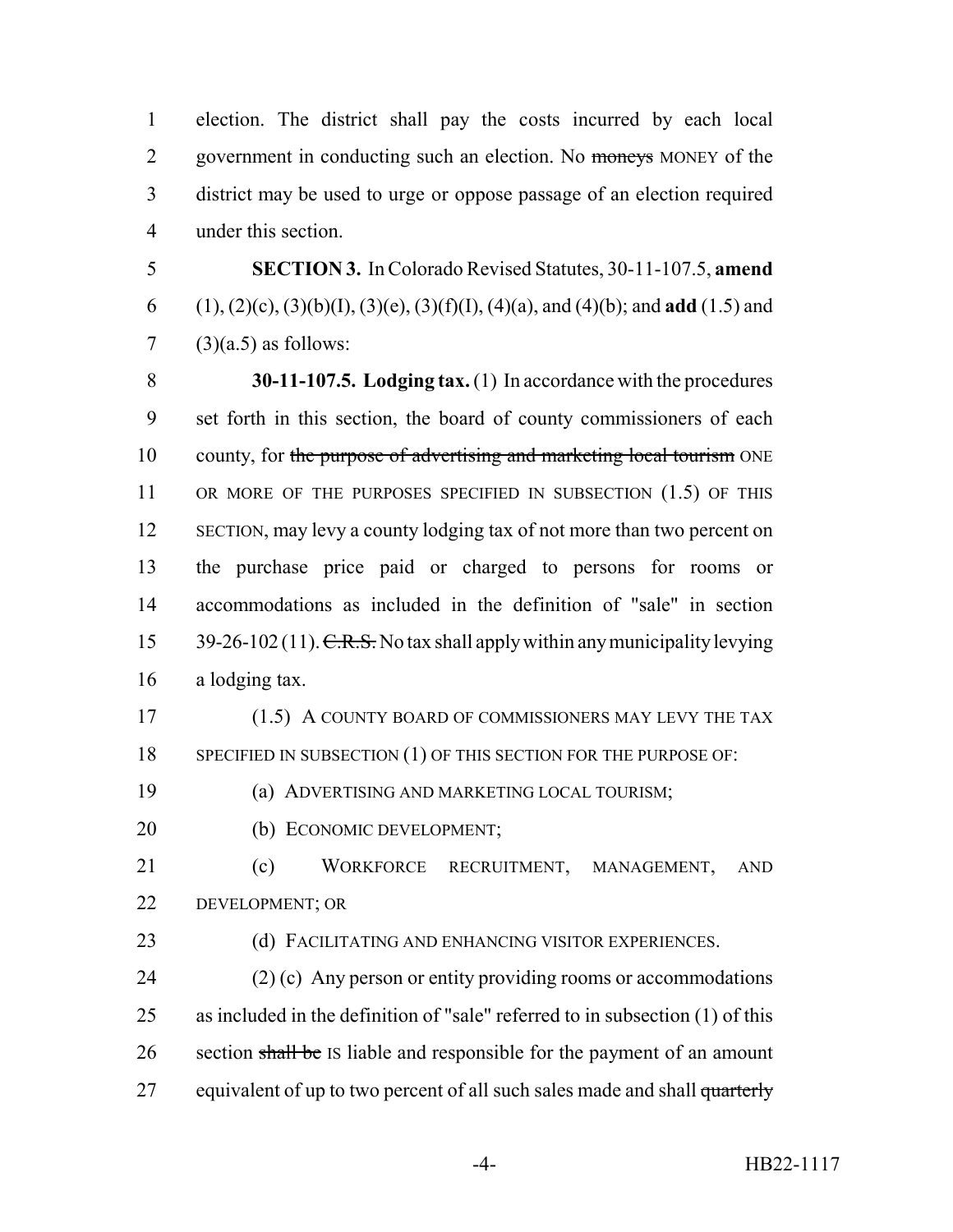election. The district shall pay the costs incurred by each local government in conducting such an election. No ~~moneys~~ MONEY of the district may be used to urge or oppose passage of an election required under this section.

**SECTION 3.** In Colorado Revised Statutes, 30-11-107.5, **amend** (1), (2)(c), (3)(b)(I), (3)(e), (3)(f)(I), (4)(a), and (4)(b); and **add** (1.5) and (3)(a.5) as follows:

**30-11-107.5. Lodging tax.** (1) In accordance with the procedures set forth in this section, the board of county commissioners of each county, for ~~the purpose of advertising and marketing local tourism~~ ONE OR MORE OF THE PURPOSES SPECIFIED IN SUBSECTION (1.5) OF THIS SECTION, may levy a county lodging tax of not more than two percent on the purchase price paid or charged to persons for rooms or accommodations as included in the definition of "sale" in section 39-26-102 (11). ~~C.R.S.~~ No tax shall apply within any municipality levying a lodging tax.

(1.5) A COUNTY BOARD OF COMMISSIONERS MAY LEVY THE TAX SPECIFIED IN SUBSECTION (1) OF THIS SECTION FOR THE PURPOSE OF:

(a) ADVERTISING AND MARKETING LOCAL TOURISM;

(b) ECONOMIC DEVELOPMENT;

(c) WORKFORCE RECRUITMENT, MANAGEMENT, AND DEVELOPMENT; OR

(d) FACILITATING AND ENHANCING VISITOR EXPERIENCES.

(2) (c) Any person or entity providing rooms or accommodations as included in the definition of "sale" referred to in subsection (1) of this section ~~shall be~~ IS liable and responsible for the payment of an amount equivalent of up to two percent of all such sales made and shall ~~quarterly~~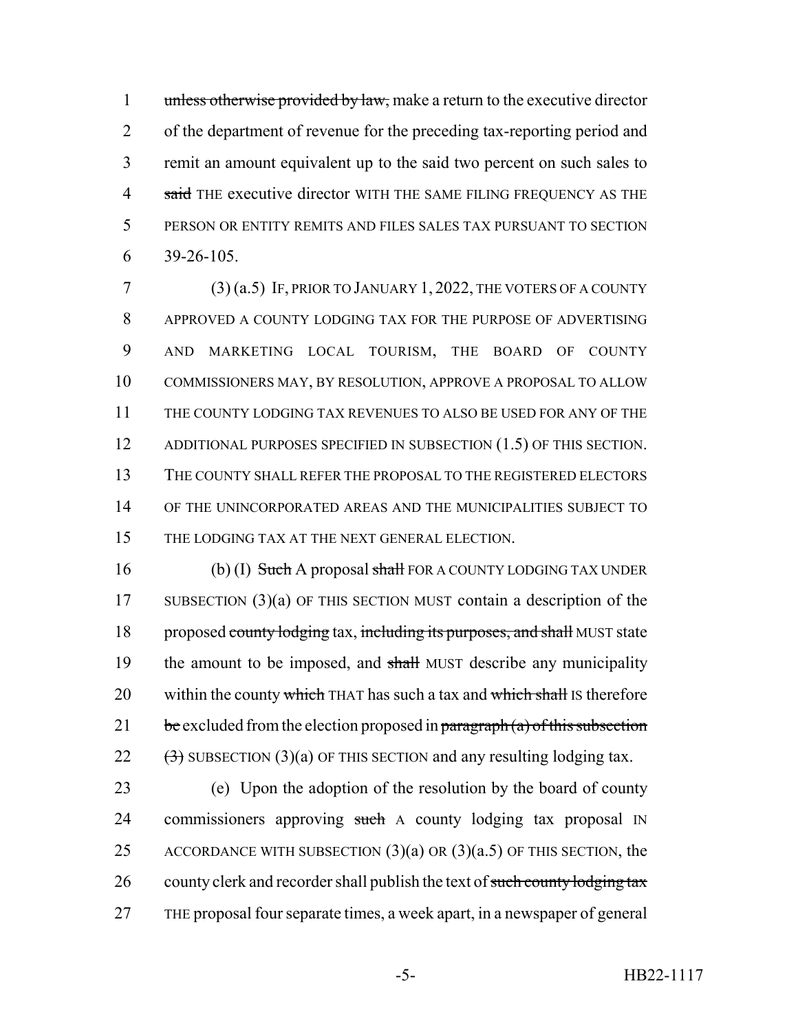unless otherwise provided by law, make a return to the executive director of the department of revenue for the preceding tax-reporting period and remit an amount equivalent up to the said two percent on such sales to said THE executive director WITH THE SAME FILING FREQUENCY AS THE PERSON OR ENTITY REMITS AND FILES SALES TAX PURSUANT TO SECTION 39-26-105.

(3) (a.5) IF, PRIOR TO JANUARY 1, 2022, THE VOTERS OF A COUNTY APPROVED A COUNTY LODGING TAX FOR THE PURPOSE OF ADVERTISING AND MARKETING LOCAL TOURISM, THE BOARD OF COUNTY COMMISSIONERS MAY, BY RESOLUTION, APPROVE A PROPOSAL TO ALLOW THE COUNTY LODGING TAX REVENUES TO ALSO BE USED FOR ANY OF THE ADDITIONAL PURPOSES SPECIFIED IN SUBSECTION (1.5) OF THIS SECTION. THE COUNTY SHALL REFER THE PROPOSAL TO THE REGISTERED ELECTORS OF THE UNINCORPORATED AREAS AND THE MUNICIPALITIES SUBJECT TO THE LODGING TAX AT THE NEXT GENERAL ELECTION.

(b) (I) Such A proposal shall FOR A COUNTY LODGING TAX UNDER SUBSECTION (3)(a) OF THIS SECTION MUST contain a description of the proposed county lodging tax, including its purposes, and shall MUST state the amount to be imposed, and shall MUST describe any municipality within the county which THAT has such a tax and which shall IS therefore be excluded from the election proposed in paragraph (a) of this subsection (3) SUBSECTION (3)(a) OF THIS SECTION and any resulting lodging tax.

(e) Upon the adoption of the resolution by the board of county commissioners approving such A county lodging tax proposal IN ACCORDANCE WITH SUBSECTION (3)(a) OR (3)(a.5) OF THIS SECTION, the county clerk and recorder shall publish the text of such county lodging tax THE proposal four separate times, a week apart, in a newspaper of general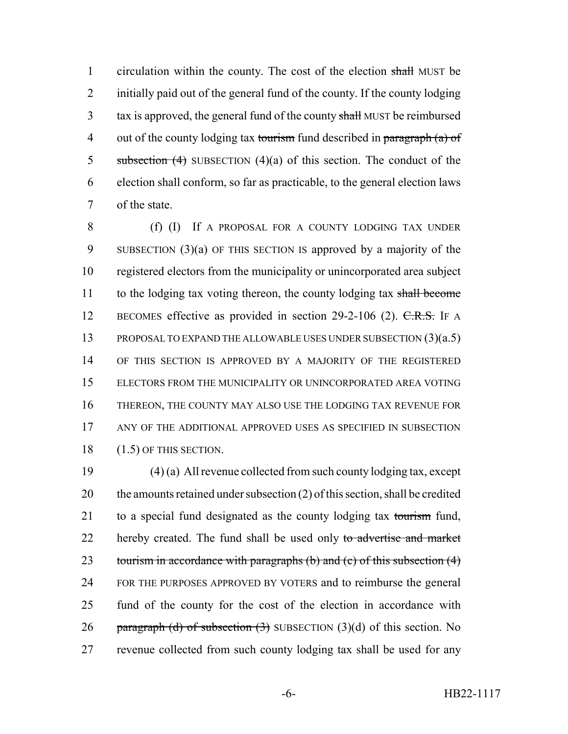circulation within the county. The cost of the election ~~shall~~ MUST be initially paid out of the general fund of the county. If the county lodging tax is approved, the general fund of the county ~~shall~~ MUST be reimbursed out of the county lodging tax ~~tourism~~ fund described in ~~paragraph (a) of subsection (4)~~ SUBSECTION (4)(a) of this section. The conduct of the election shall conform, so far as practicable, to the general election laws of the state.

(f) (I) If A PROPOSAL FOR A COUNTY LODGING TAX UNDER SUBSECTION (3)(a) OF THIS SECTION IS approved by a majority of the registered electors from the municipality or unincorporated area subject to the lodging tax voting thereon, the county lodging tax ~~shall become~~ BECOMES effective as provided in section 29-2-106 (2). ~~C.R.S.~~ IF A PROPOSAL TO EXPAND THE ALLOWABLE USES UNDER SUBSECTION (3)(a.5) OF THIS SECTION IS APPROVED BY A MAJORITY OF THE REGISTERED ELECTORS FROM THE MUNICIPALITY OR UNINCORPORATED AREA VOTING THEREON, THE COUNTY MAY ALSO USE THE LODGING TAX REVENUE FOR ANY OF THE ADDITIONAL APPROVED USES AS SPECIFIED IN SUBSECTION (1.5) OF THIS SECTION.

(4) (a) All revenue collected from such county lodging tax, except the amounts retained under subsection (2) of this section, shall be credited to a special fund designated as the county lodging tax ~~tourism~~ fund, hereby created. The fund shall be used only ~~to advertise and market tourism in accordance with paragraphs (b) and (c) of this subsection (4)~~ FOR THE PURPOSES APPROVED BY VOTERS and to reimburse the general fund of the county for the cost of the election in accordance with ~~paragraph (d) of subsection (3)~~ SUBSECTION (3)(d) of this section. No revenue collected from such county lodging tax shall be used for any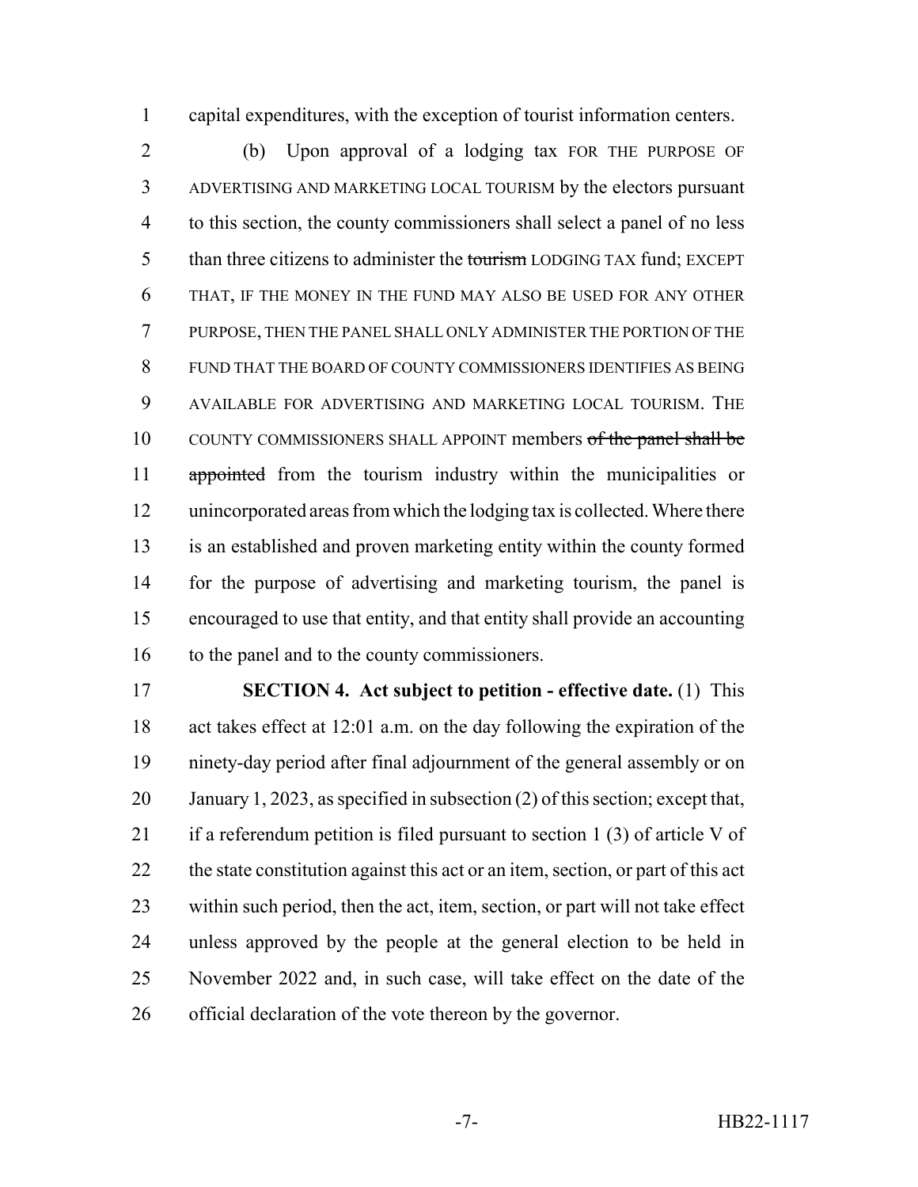capital expenditures, with the exception of tourist information centers.

(b) Upon approval of a lodging tax FOR THE PURPOSE OF ADVERTISING AND MARKETING LOCAL TOURISM by the electors pursuant to this section, the county commissioners shall select a panel of no less than three citizens to administer the ~~tourism~~ LODGING TAX fund; EXCEPT THAT, IF THE MONEY IN THE FUND MAY ALSO BE USED FOR ANY OTHER PURPOSE, THEN THE PANEL SHALL ONLY ADMINISTER THE PORTION OF THE FUND THAT THE BOARD OF COUNTY COMMISSIONERS IDENTIFIES AS BEING AVAILABLE FOR ADVERTISING AND MARKETING LOCAL TOURISM. THE COUNTY COMMISSIONERS SHALL APPOINT members ~~of the panel shall be appointed~~ from the tourism industry within the municipalities or unincorporated areas from which the lodging tax is collected. Where there is an established and proven marketing entity within the county formed for the purpose of advertising and marketing tourism, the panel is encouraged to use that entity, and that entity shall provide an accounting to the panel and to the county commissioners.

**SECTION 4. Act subject to petition - effective date.** (1) This act takes effect at 12:01 a.m. on the day following the expiration of the ninety-day period after final adjournment of the general assembly or on January 1, 2023, as specified in subsection (2) of this section; except that, if a referendum petition is filed pursuant to section 1 (3) of article V of the state constitution against this act or an item, section, or part of this act within such period, then the act, item, section, or part will not take effect unless approved by the people at the general election to be held in November 2022 and, in such case, will take effect on the date of the official declaration of the vote thereon by the governor.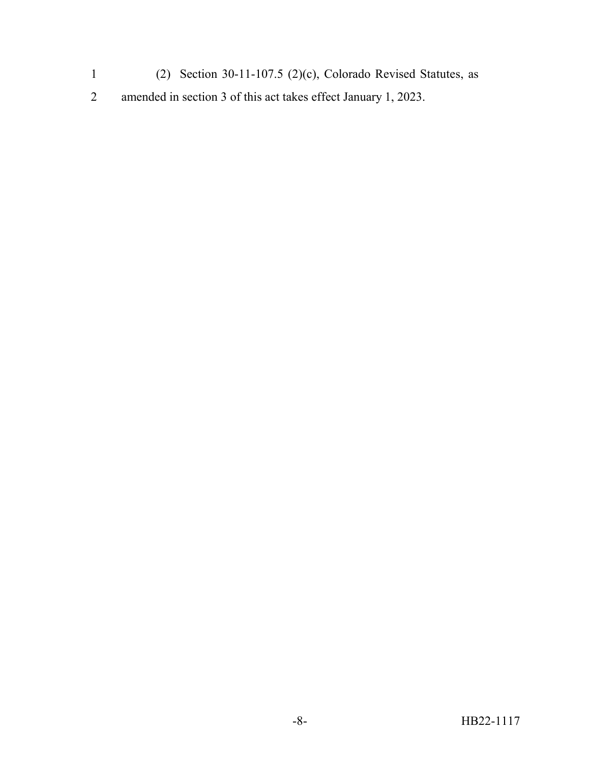(2) Section 30-11-107.5 (2)(c), Colorado Revised Statutes, as amended in section 3 of this act takes effect January 1, 2023.